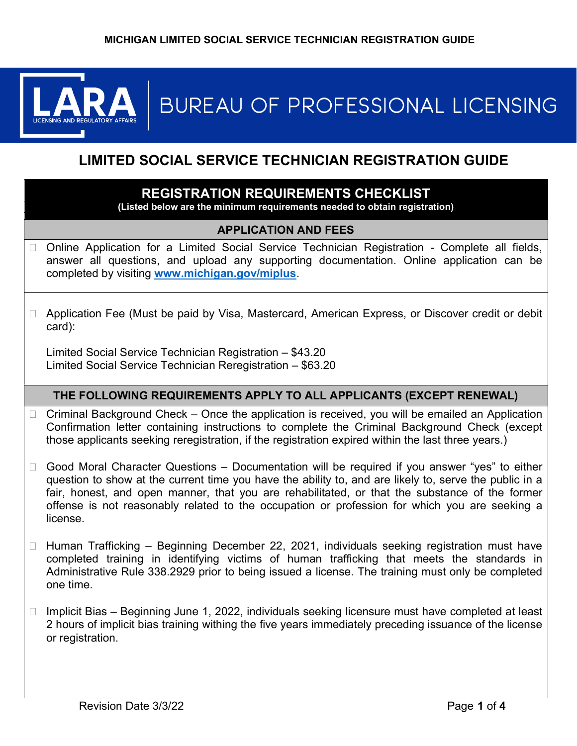# LIMITED SOCIAL SERVICE TECHNICIAN REGISTRATION GUIDE

## REGISTRATION REQUIREMENTS CHECKLIST

**(Listed below are the minimum requirements needed to obtain registration)**

### APPLICATION AND FEES

- ☐ Online Application for a Limited Social Service Technician Registration - Complete all fields, answer all questions, and upload any supporting documentation. Online application can be completed by visiting **www.michigan.gov/miplus**.

- ☐ Application Fee (Must be paid by Visa, Mastercard, American Express, or Discover credit or debit card):

  Limited Social Service Technician Registration – $43.20
  Limited Social Service Technician Reregistration – $63.20

### THE FOLLOWING REQUIREMENTS APPLY TO ALL APPLICANTS (EXCEPT RENEWAL)

- ☐ Criminal Background Check – Once the application is received, you will be emailed an Application Confirmation letter containing instructions to complete the Criminal Background Check (except those applicants seeking reregistration, if the registration expired within the last three years.)

- ☐ Good Moral Character Questions – Documentation will be required if you answer "yes" to either question to show at the current time you have the ability to, and are likely to, serve the public in a fair, honest, and open manner, that you are rehabilitated, or that the substance of the former offense is not reasonably related to the occupation or profession for which you are seeking a license.

- ☐ Human Trafficking – Beginning December 22, 2021, individuals seeking registration must have completed training in identifying victims of human trafficking that meets the standards in Administrative Rule 338.2929 prior to being issued a license. The training must only be completed one time.

- ☐ Implicit Bias – Beginning June 1, 2022, individuals seeking licensure must have completed at least 2 hours of implicit bias training withing the five years immediately preceding issuance of the license or registration.

Revision Date 3/3/22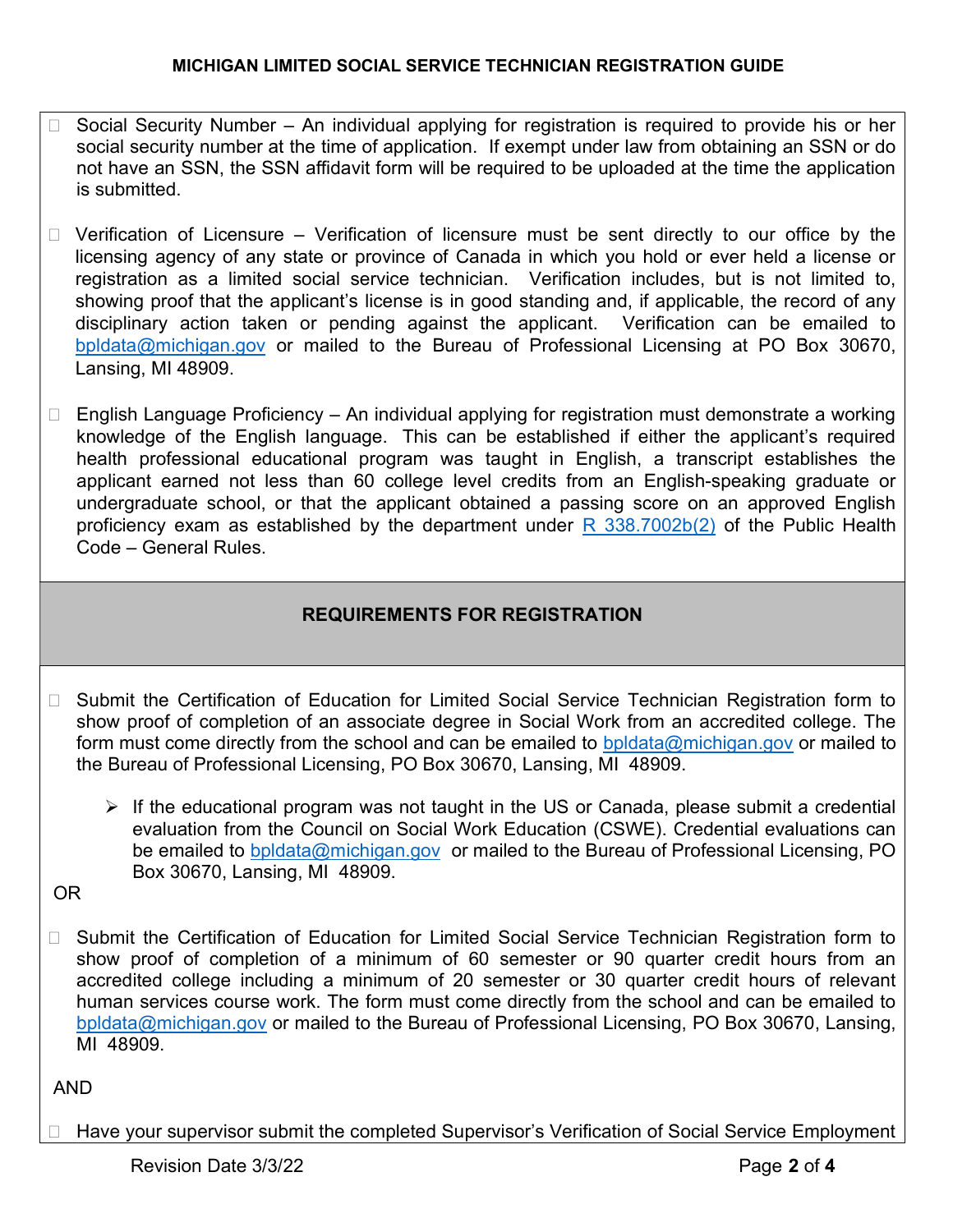- ☐ Social Security Number – An individual applying for registration is required to provide his or her social security number at the time of application. If exempt under law from obtaining an SSN or do not have an SSN, the SSN affidavit form will be required to be uploaded at the time the application is submitted.

- ☐ Verification of Licensure – Verification of licensure must be sent directly to our office by the licensing agency of any state or province of Canada in which you hold or ever held a license or registration as a limited social service technician. Verification includes, but is not limited to, showing proof that the applicant's license is in good standing and, if applicable, the record of any disciplinary action taken or pending against the applicant. Verification can be emailed to bpldata@michigan.gov or mailed to the Bureau of Professional Licensing at PO Box 30670, Lansing, MI 48909.

- ☐ English Language Proficiency – An individual applying for registration must demonstrate a working knowledge of the English language. This can be established if either the applicant's required health professional educational program was taught in English, a transcript establishes the applicant earned not less than 60 college level credits from an English-speaking graduate or undergraduate school, or that the applicant obtained a passing score on an approved English proficiency exam as established by the department under R 338.7002b(2) of the Public Health Code – General Rules.

## REQUIREMENTS FOR REGISTRATION

- ☐ Submit the Certification of Education for Limited Social Service Technician Registration form to show proof of completion of an associate degree in Social Work from an accredited college. The form must come directly from the school and can be emailed to bpldata@michigan.gov or mailed to the Bureau of Professional Licensing, PO Box 30670, Lansing, MI 48909.
  - If the educational program was not taught in the US or Canada, please submit a credential evaluation from the Council on Social Work Education (CSWE). Credential evaluations can be emailed to bpldata@michigan.gov or mailed to the Bureau of Professional Licensing, PO Box 30670, Lansing, MI 48909.

OR

- ☐ Submit the Certification of Education for Limited Social Service Technician Registration form to show proof of completion of a minimum of 60 semester or 90 quarter credit hours from an accredited college including a minimum of 20 semester or 30 quarter credit hours of relevant human services course work. The form must come directly from the school and can be emailed to bpldata@michigan.gov or mailed to the Bureau of Professional Licensing, PO Box 30670, Lansing, MI 48909.

AND

- ☐ Have your supervisor submit the completed Supervisor's Verification of Social Service Employment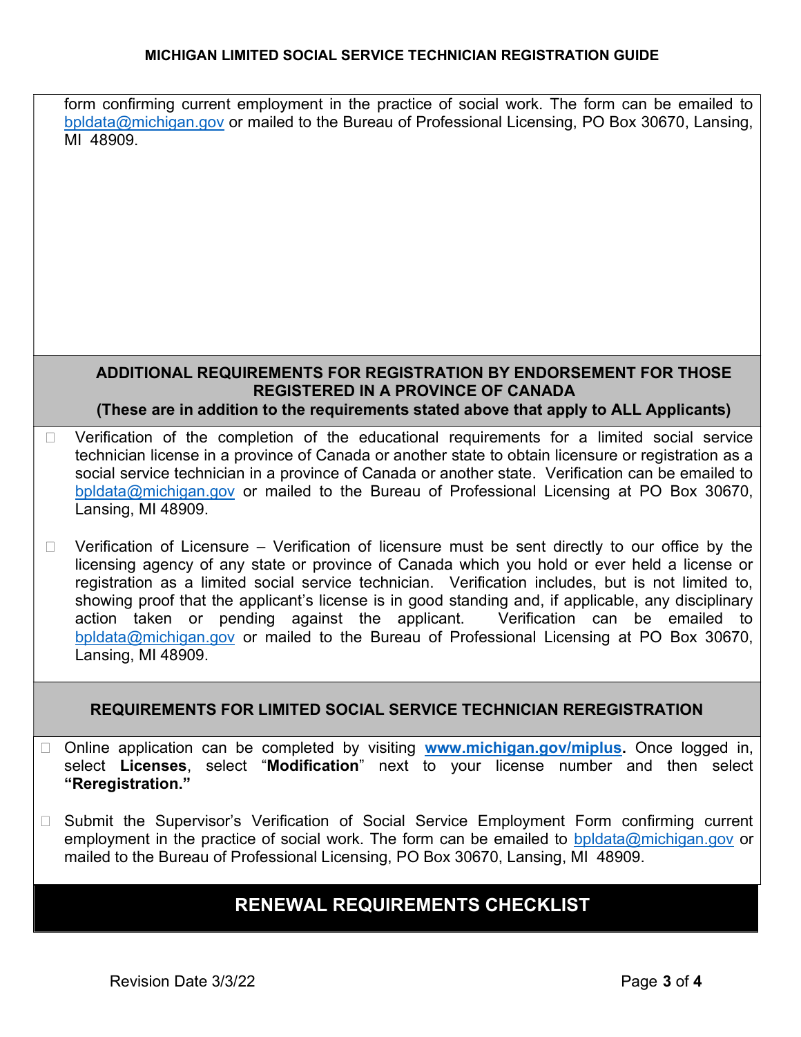form confirming current employment in the practice of social work. The form can be emailed to bpldata@michigan.gov or mailed to the Bureau of Professional Licensing, PO Box 30670, Lansing, MI 48909.

## ADDITIONAL REQUIREMENTS FOR REGISTRATION BY ENDORSEMENT FOR THOSE REGISTERED IN A PROVINCE OF CANADA

**(These are in addition to the requirements stated above that apply to ALL Applicants)**

- ☐ Verification of the completion of the educational requirements for a limited social service technician license in a province of Canada or another state to obtain licensure or registration as a social service technician in a province of Canada or another state. Verification can be emailed to bpldata@michigan.gov or mailed to the Bureau of Professional Licensing at PO Box 30670, Lansing, MI 48909.

- ☐ Verification of Licensure – Verification of licensure must be sent directly to our office by the licensing agency of any state or province of Canada which you hold or ever held a license or registration as a limited social service technician. Verification includes, but is not limited to, showing proof that the applicant's license is in good standing and, if applicable, any disciplinary action taken or pending against the applicant. Verification can be emailed to bpldata@michigan.gov or mailed to the Bureau of Professional Licensing at PO Box 30670, Lansing, MI 48909.

## REQUIREMENTS FOR LIMITED SOCIAL SERVICE TECHNICIAN REREGISTRATION

- ☐ Online application can be completed by visiting **www.michigan.gov/miplus.** Once logged in, select **Licenses**, select "**Modification**" next to your license number and then select **"Reregistration."**

- ☐ Submit the Supervisor's Verification of Social Service Employment Form confirming current employment in the practice of social work. The form can be emailed to bpldata@michigan.gov or mailed to the Bureau of Professional Licensing, PO Box 30670, Lansing, MI 48909.

## RENEWAL REQUIREMENTS CHECKLIST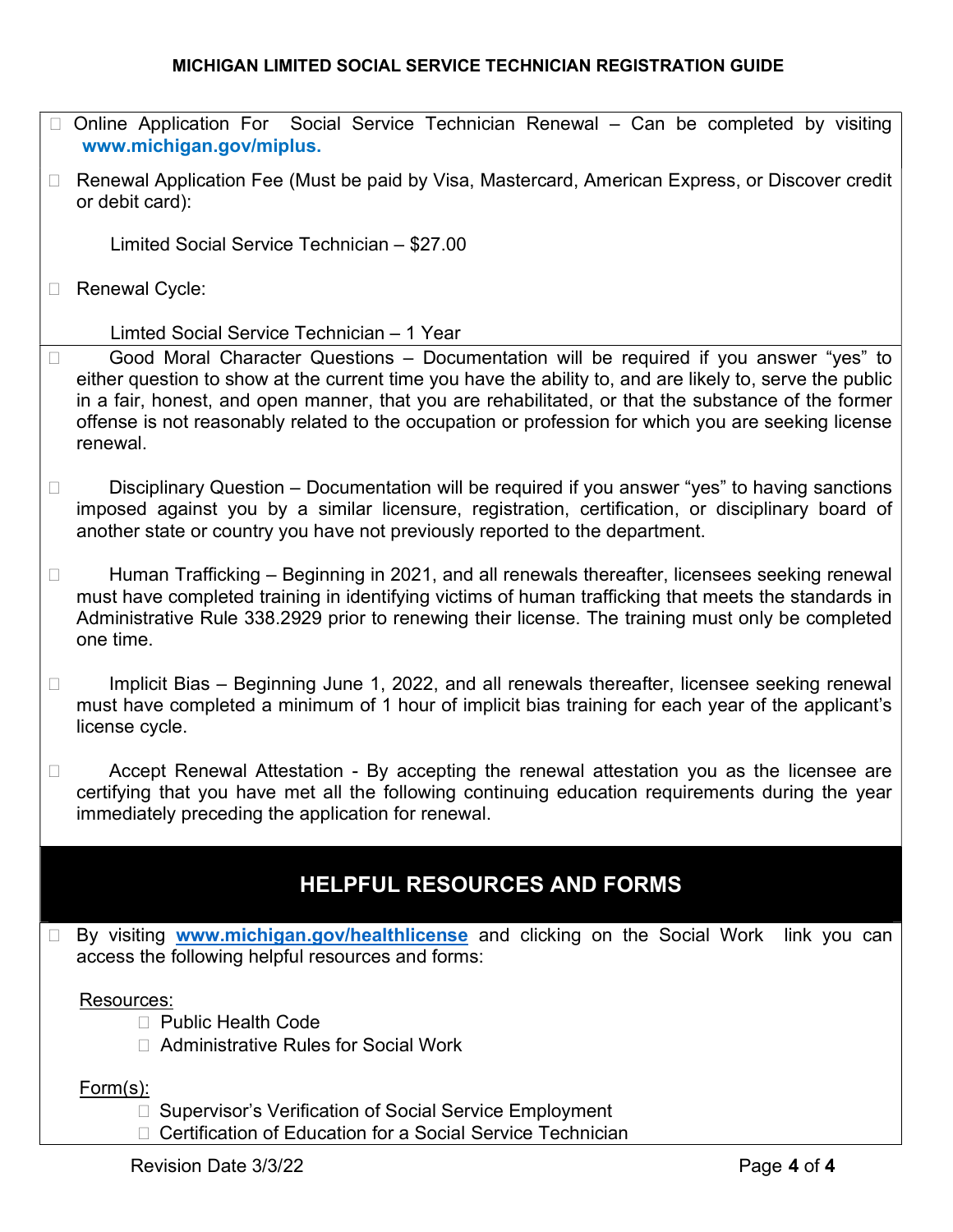# MICHIGAN LIMITED SOCIAL SERVICE TECHNICIAN REGISTRATION GUIDE

- Online Application For Social Service Technician Renewal – Can be completed by visiting **www.michigan.gov/miplus.**
- Renewal Application Fee (Must be paid by Visa, Mastercard, American Express, or Discover credit or debit card):

  Limited Social Service Technician – $27.00

- Renewal Cycle:

  Limted Social Service Technician – 1 Year

- Good Moral Character Questions – Documentation will be required if you answer "yes" to either question to show at the current time you have the ability to, and are likely to, serve the public in a fair, honest, and open manner, that you are rehabilitated, or that the substance of the former offense is not reasonably related to the occupation or profession for which you are seeking license renewal.
- Disciplinary Question – Documentation will be required if you answer "yes" to having sanctions imposed against you by a similar licensure, registration, certification, or disciplinary board of another state or country you have not previously reported to the department.
- Human Trafficking – Beginning in 2021, and all renewals thereafter, licensees seeking renewal must have completed training in identifying victims of human trafficking that meets the standards in Administrative Rule 338.2929 prior to renewing their license. The training must only be completed one time.
- Implicit Bias – Beginning June 1, 2022, and all renewals thereafter, licensee seeking renewal must have completed a minimum of 1 hour of implicit bias training for each year of the applicant's license cycle.
- Accept Renewal Attestation - By accepting the renewal attestation you as the licensee are certifying that you have met all the following continuing education requirements during the year immediately preceding the application for renewal.

## HELPFUL RESOURCES AND FORMS

- By visiting **www.michigan.gov/healthlicense** and clicking on the Social Work link you can access the following helpful resources and forms:

  Resources:
  - Public Health Code
  - Administrative Rules for Social Work

  Form(s):
  - Supervisor's Verification of Social Service Employment
  - Certification of Education for a Social Service Technician

Revision Date 3/3/22